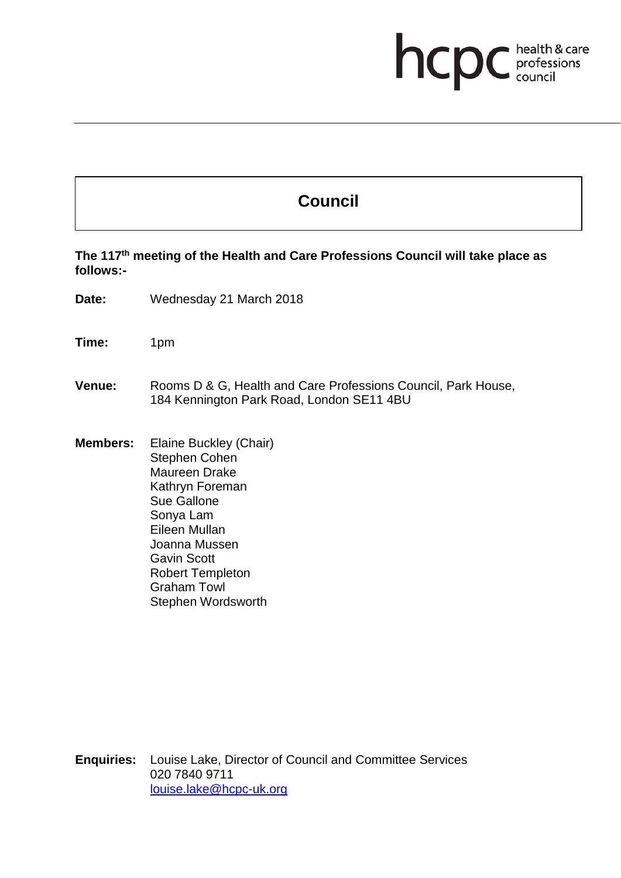hcpc health & care professions council

# Council

**The 117th meeting of the Health and Care Professions Council will take place as follows:-**

**Date:** Wednesday 21 March 2018

**Time:** 1pm

**Venue:** Rooms D & G, Health and Care Professions Council, Park House, 184 Kennington Park Road, London SE11 4BU

**Members:** Elaine Buckley (Chair)
Stephen Cohen
Maureen Drake
Kathryn Foreman
Sue Gallone
Sonya Lam
Eileen Mullan
Joanna Mussen
Gavin Scott
Robert Templeton
Graham Towl
Stephen Wordsworth

**Enquiries:** Louise Lake, Director of Council and Committee Services
020 7840 9711
louise.lake@hcpc-uk.org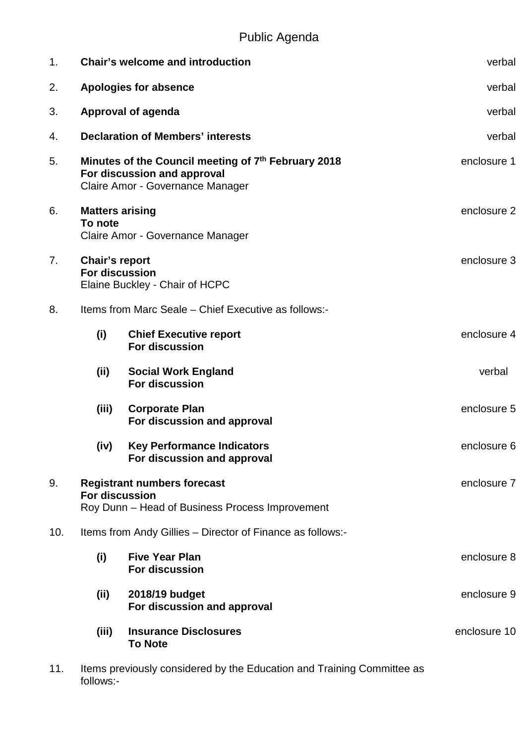# Public Agenda

| | | | |
|---|---|---|---|
| 1. | **Chair's welcome and introduction** | | verbal |
| 2. | **Apologies for absence** | | verbal |
| 3. | **Approval of agenda** | | verbal |
| 4. | **Declaration of Members' interests** | | verbal |
| 5. | **Minutes of the Council meeting of 7th February 2018**<br>**For discussion and approval**<br>Claire Amor - Governance Manager | | enclosure 1 |
| 6. | **Matters arising**<br>**To note**<br>Claire Amor - Governance Manager | | enclosure 2 |
| 7. | **Chair's report**<br>**For discussion**<br>Elaine Buckley - Chair of HCPC | | enclosure 3 |
| 8. | Items from Marc Seale – Chief Executive as follows:- | | |
| | **(i)** | **Chief Executive report**<br>**For discussion** | enclosure 4 |
| | **(ii)** | **Social Work England**<br>**For discussion** | verbal |
| | **(iii)** | **Corporate Plan**<br>**For discussion and approval** | enclosure 5 |
| | **(iv)** | **Key Performance Indicators**<br>**For discussion and approval** | enclosure 6 |
| 9. | **Registrant numbers forecast**<br>**For discussion**<br>Roy Dunn – Head of Business Process Improvement | | enclosure 7 |
| 10. | Items from Andy Gillies – Director of Finance as follows:- | | |
| | **(i)** | **Five Year Plan**<br>**For discussion** | enclosure 8 |
| | **(ii)** | **2018/19 budget**<br>**For discussion and approval** | enclosure 9 |
| | **(iii)** | **Insurance Disclosures**<br>**To Note** | enclosure 10 |
| 11. | Items previously considered by the Education and Training Committee as follows:- | | |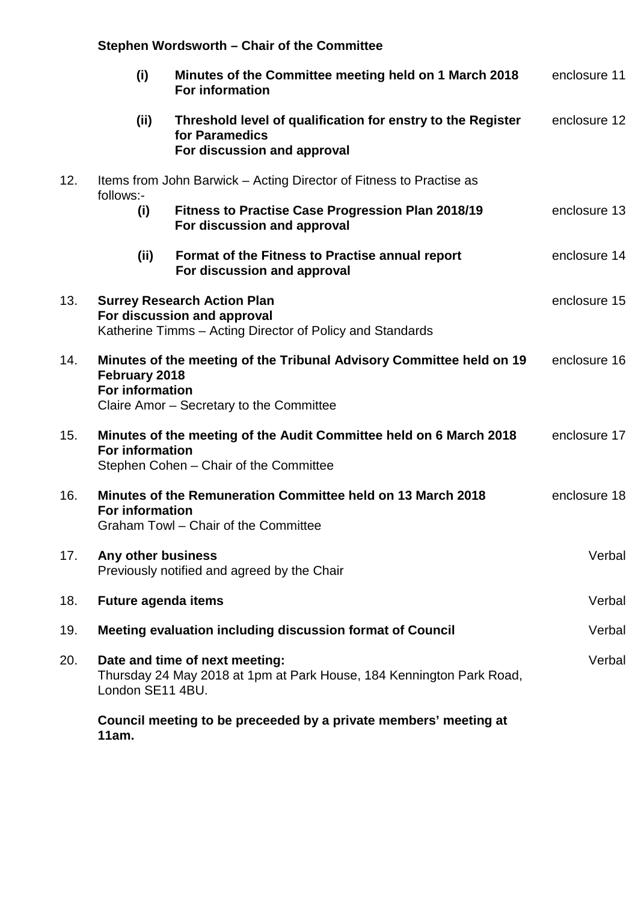**Stephen Wordsworth – Chair of the Committee**

**(i) Minutes of the Committee meeting held on 1 March 2018** — enclosure 11
**For information**

**(ii) Threshold level of qualification for enstry to the Register for Paramedics** — enclosure 12
**For discussion and approval**

12. Items from John Barwick – Acting Director of Fitness to Practise as follows:-

    **(i) Fitness to Practise Case Progression Plan 2018/19** — enclosure 13
    **For discussion and approval**

    **(ii) Format of the Fitness to Practise annual report** — enclosure 14
    **For discussion and approval**

13. **Surrey Research Action Plan** — enclosure 15
    **For discussion and approval**
    Katherine Timms – Acting Director of Policy and Standards

14. **Minutes of the meeting of the Tribunal Advisory Committee held on 19 February 2018** — enclosure 16
    **For information**
    Claire Amor – Secretary to the Committee

15. **Minutes of the meeting of the Audit Committee held on 6 March 2018** — enclosure 17
    **For information**
    Stephen Cohen – Chair of the Committee

16. **Minutes of the Remuneration Committee held on 13 March 2018** — enclosure 18
    **For information**
    Graham Towl – Chair of the Committee

17. **Any other business** — Verbal
    Previously notified and agreed by the Chair

18. **Future agenda items** — Verbal

19. **Meeting evaluation including discussion format of Council** — Verbal

20. **Date and time of next meeting:** — Verbal
    Thursday 24 May 2018 at 1pm at Park House, 184 Kennington Park Road, London SE11 4BU.

    **Council meeting to be preceeded by a private members' meeting at 11am.**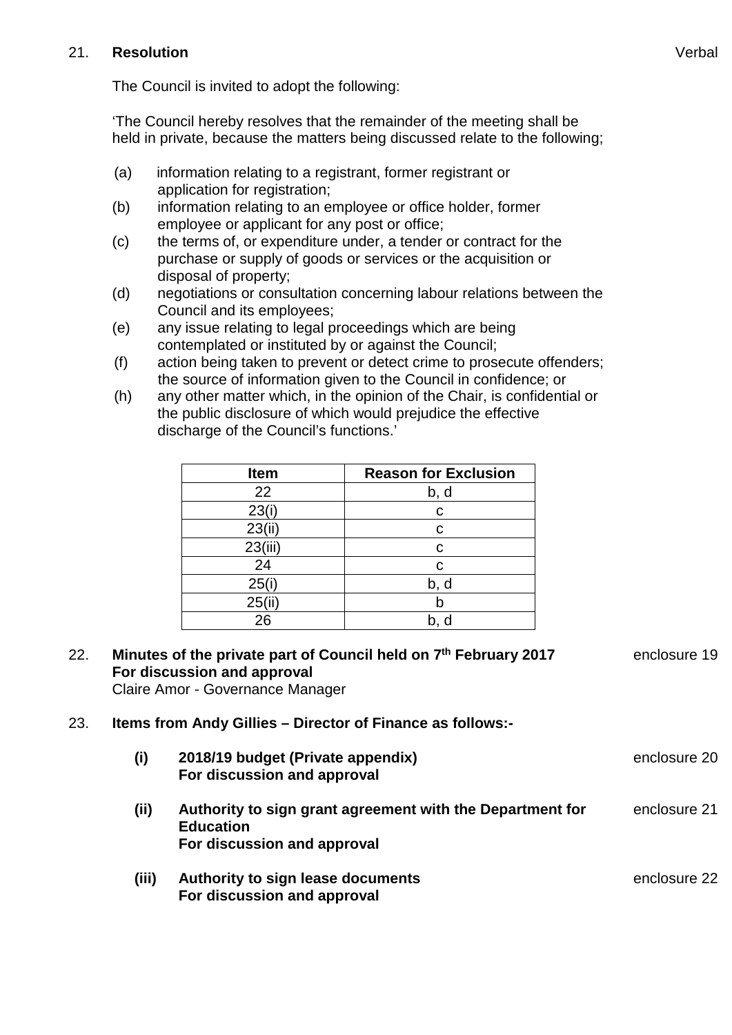21. **Resolution** Verbal

The Council is invited to adopt the following:

'The Council hereby resolves that the remainder of the meeting shall be held in private, because the matters being discussed relate to the following;

(a) information relating to a registrant, former registrant or application for registration;
(b) information relating to an employee or office holder, former employee or applicant for any post or office;
(c) the terms of, or expenditure under, a tender or contract for the purchase or supply of goods or services or the acquisition or disposal of property;
(d) negotiations or consultation concerning labour relations between the Council and its employees;
(e) any issue relating to legal proceedings which are being contemplated or instituted by or against the Council;
(f) action being taken to prevent or detect crime to prosecute offenders; the source of information given to the Council in confidence; or
(h) any other matter which, in the opinion of the Chair, is confidential or the public disclosure of which would prejudice the effective discharge of the Council's functions.'

| Item | Reason for Exclusion |
|---|---|
| 22 | b, d |
| 23(i) | c |
| 23(ii) | c |
| 23(iii) | c |
| 24 | c |
| 25(i) | b, d |
| 25(ii) | b |
| 26 | b, d |

22. **Minutes of the private part of Council held on 7th February 2017** enclosure 19
**For discussion and approval**
Claire Amor - Governance Manager

23. **Items from Andy Gillies – Director of Finance as follows:-**

**(i) 2018/19 budget (Private appendix)** enclosure 20
**For discussion and approval**

**(ii) Authority to sign grant agreement with the Department for Education** enclosure 21
**For discussion and approval**

**(iii) Authority to sign lease documents** enclosure 22
**For discussion and approval**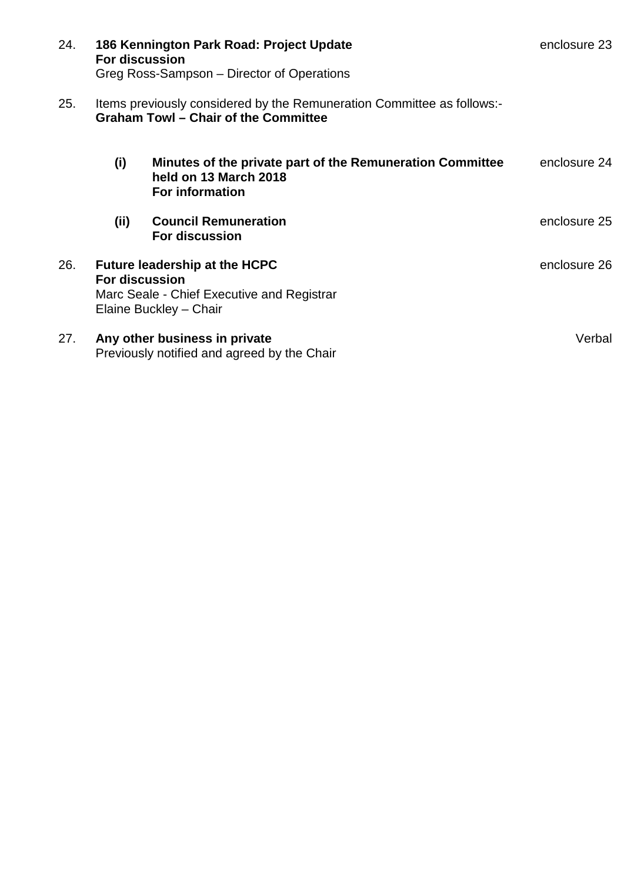24. **186 Kennington Park Road: Project Update** — enclosure 23
    **For discussion**
    Greg Ross-Sampson – Director of Operations

25. Items previously considered by the Remuneration Committee as follows:-
    **Graham Towl – Chair of the Committee**

    **(i) Minutes of the private part of the Remuneration Committee held on 13 March 2018** — enclosure 24
    **For information**

    **(ii) Council Remuneration** — enclosure 25
    **For discussion**

26. **Future leadership at the HCPC** — enclosure 26
    **For discussion**
    Marc Seale - Chief Executive and Registrar
    Elaine Buckley – Chair

27. **Any other business in private** — Verbal
    Previously notified and agreed by the Chair